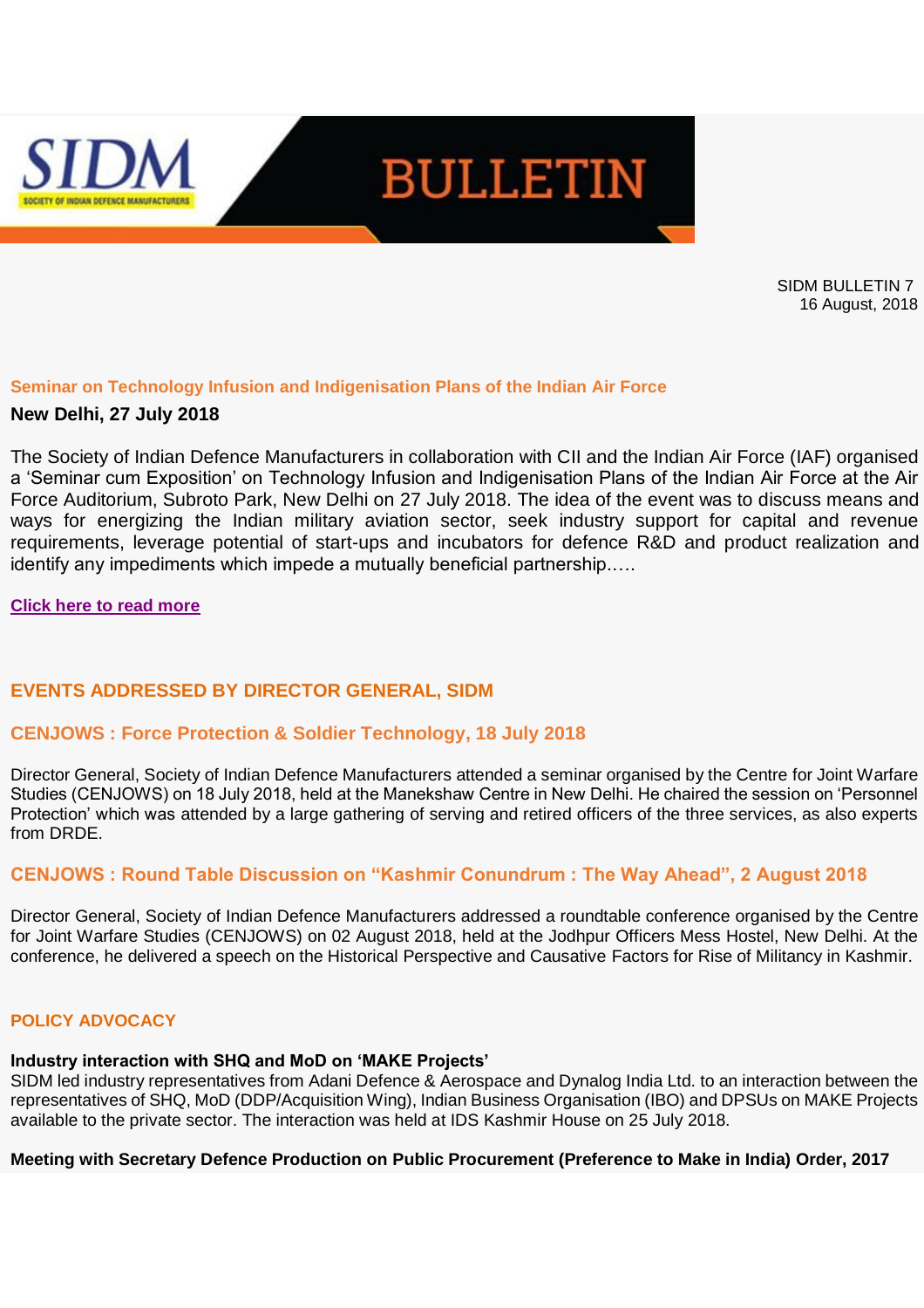# SIDM BULLETIN

SIDM BULLETIN 7
16 August, 2018

## Seminar on Technology Infusion and Indigenisation Plans of the Indian Air Force

**New Delhi, 27 July 2018**

The Society of Indian Defence Manufacturers in collaboration with CII and the Indian Air Force (IAF) organised a 'Seminar cum Exposition' on Technology Infusion and Indigenisation Plans of the Indian Air Force at the Air Force Auditorium, Subroto Park, New Delhi on 27 July 2018. The idea of the event was to discuss means and ways for energizing the Indian military aviation sector, seek industry support for capital and revenue requirements, leverage potential of start-ups and incubators for defence R&D and product realization and identify any impediments which impede a mutually beneficial partnership…..

**Click here to read more**

## EVENTS ADDRESSED BY DIRECTOR GENERAL, SIDM

### CENJOWS : Force Protection & Soldier Technology, 18 July 2018

Director General, Society of Indian Defence Manufacturers attended a seminar organised by the Centre for Joint Warfare Studies (CENJOWS) on 18 July 2018, held at the Manekshaw Centre in New Delhi. He chaired the session on 'Personnel Protection' which was attended by a large gathering of serving and retired officers of the three services, as also experts from DRDE.

### CENJOWS : Round Table Discussion on "Kashmir Conundrum : The Way Ahead", 2 August 2018

Director General, Society of Indian Defence Manufacturers addressed a roundtable conference organised by the Centre for Joint Warfare Studies (CENJOWS) on 02 August 2018, held at the Jodhpur Officers Mess Hostel, New Delhi. At the conference, he delivered a speech on the Historical Perspective and Causative Factors for Rise of Militancy in Kashmir.

## POLICY ADVOCACY

**Industry interaction with SHQ and MoD on 'MAKE Projects'**

SIDM led industry representatives from Adani Defence & Aerospace and Dynalog India Ltd. to an interaction between the representatives of SHQ, MoD (DDP/Acquisition Wing), Indian Business Organisation (IBO) and DPSUs on MAKE Projects available to the private sector. The interaction was held at IDS Kashmir House on 25 July 2018.

**Meeting with Secretary Defence Production on Public Procurement (Preference to Make in India) Order, 2017**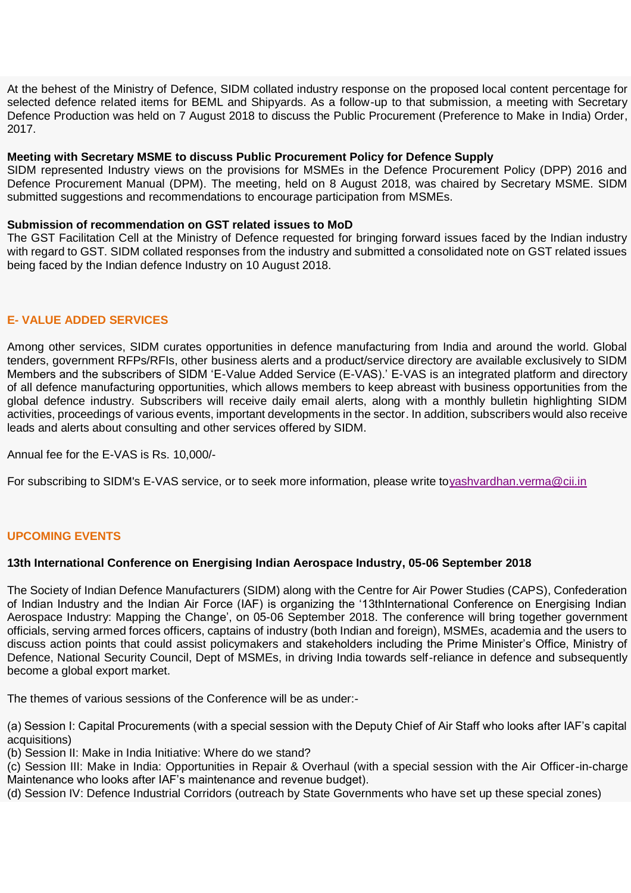At the behest of the Ministry of Defence, SIDM collated industry response on the proposed local content percentage for selected defence related items for BEML and Shipyards. As a follow-up to that submission, a meeting with Secretary Defence Production was held on 7 August 2018 to discuss the Public Procurement (Preference to Make in India) Order, 2017.

**Meeting with Secretary MSME to discuss Public Procurement Policy for Defence Supply**
SIDM represented Industry views on the provisions for MSMEs in the Defence Procurement Policy (DPP) 2016 and Defence Procurement Manual (DPM). The meeting, held on 8 August 2018, was chaired by Secretary MSME. SIDM submitted suggestions and recommendations to encourage participation from MSMEs.

**Submission of recommendation on GST related issues to MoD**
The GST Facilitation Cell at the Ministry of Defence requested for bringing forward issues faced by the Indian industry with regard to GST. SIDM collated responses from the industry and submitted a consolidated note on GST related issues being faced by the Indian defence Industry on 10 August 2018.

## E- VALUE ADDED SERVICES

Among other services, SIDM curates opportunities in defence manufacturing from India and around the world. Global tenders, government RFPs/RFIs, other business alerts and a product/service directory are available exclusively to SIDM Members and the subscribers of SIDM 'E-Value Added Service (E-VAS).' E-VAS is an integrated platform and directory of all defence manufacturing opportunities, which allows members to keep abreast with business opportunities from the global defence industry. Subscribers will receive daily email alerts, along with a monthly bulletin highlighting SIDM activities, proceedings of various events, important developments in the sector. In addition, subscribers would also receive leads and alerts about consulting and other services offered by SIDM.

Annual fee for the E-VAS is Rs. 10,000/-

For subscribing to SIDM's E-VAS service, or to seek more information, please write toyashvardhan.verma@cii.in

## UPCOMING EVENTS

**13th International Conference on Energising Indian Aerospace Industry, 05-06 September 2018**

The Society of Indian Defence Manufacturers (SIDM) along with the Centre for Air Power Studies (CAPS), Confederation of Indian Industry and the Indian Air Force (IAF) is organizing the '13thInternational Conference on Energising Indian Aerospace Industry: Mapping the Change', on 05-06 September 2018. The conference will bring together government officials, serving armed forces officers, captains of industry (both Indian and foreign), MSMEs, academia and the users to discuss action points that could assist policymakers and stakeholders including the Prime Minister's Office, Ministry of Defence, National Security Council, Dept of MSMEs, in driving India towards self-reliance in defence and subsequently become a global export market.

The themes of various sessions of the Conference will be as under:-

(a) Session I: Capital Procurements (with a special session with the Deputy Chief of Air Staff who looks after IAF's capital acquisitions)
(b) Session II: Make in India Initiative: Where do we stand?
(c) Session III: Make in India: Opportunities in Repair & Overhaul (with a special session with the Air Officer-in-charge Maintenance who looks after IAF's maintenance and revenue budget).
(d) Session IV: Defence Industrial Corridors (outreach by State Governments who have set up these special zones)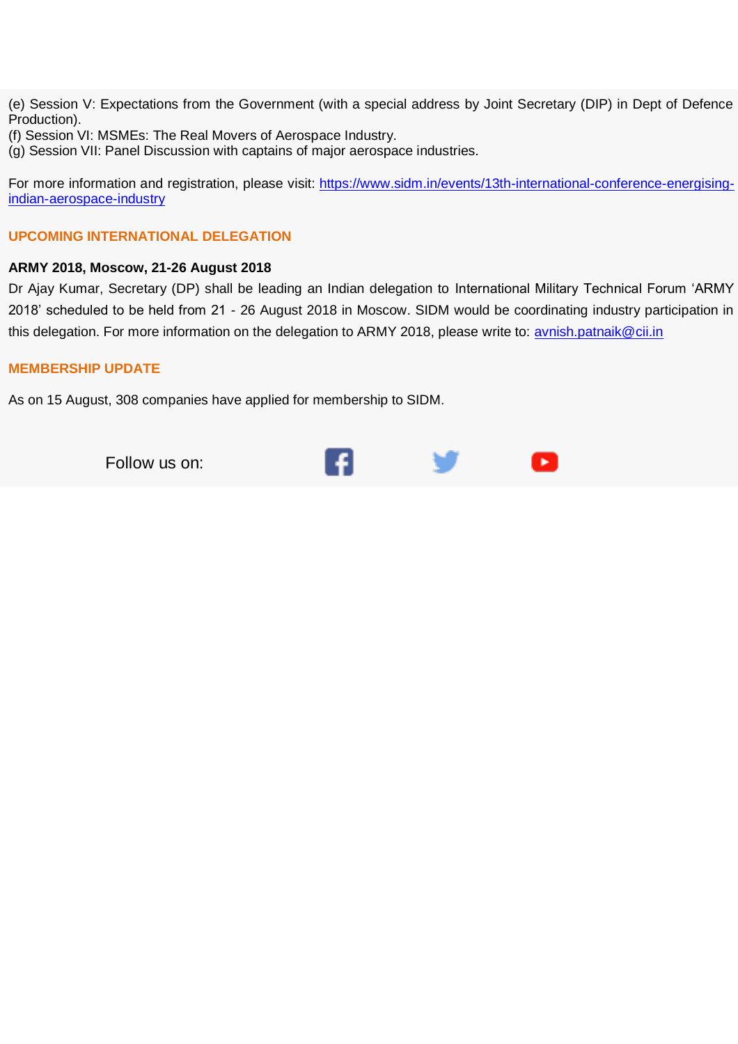(e) Session V: Expectations from the Government (with a special address by Joint Secretary (DIP) in Dept of Defence Production).
(f) Session VI: MSMEs: The Real Movers of Aerospace Industry.
(g) Session VII: Panel Discussion with captains of major aerospace industries.

For more information and registration, please visit: https://www.sidm.in/events/13th-international-conference-energising-indian-aerospace-industry

## UPCOMING INTERNATIONAL DELEGATION

**ARMY 2018, Moscow, 21-26 August 2018**

Dr Ajay Kumar, Secretary (DP) shall be leading an Indian delegation to International Military Technical Forum 'ARMY 2018' scheduled to be held from 21 - 26 August 2018 in Moscow. SIDM would be coordinating industry participation in this delegation. For more information on the delegation to ARMY 2018, please write to: avnish.patnaik@cii.in

## MEMBERSHIP UPDATE

As on 15 August, 308 companies have applied for membership to SIDM.

Follow us on: